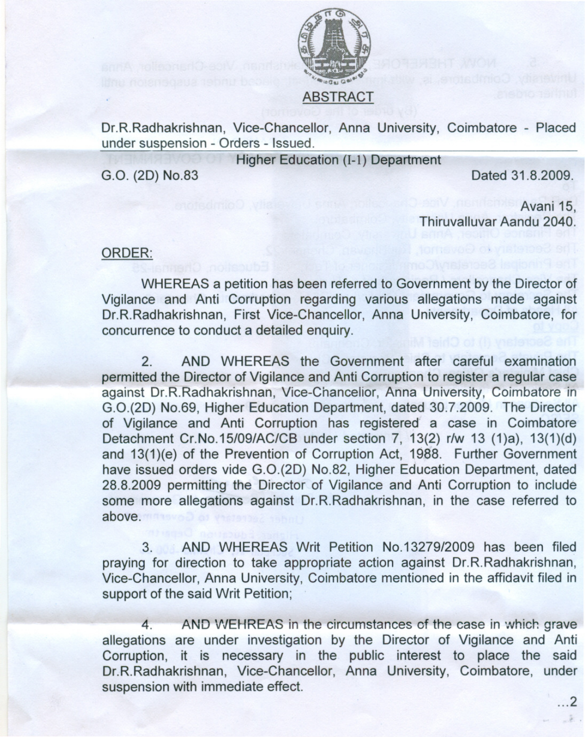## ABSTRACT

Dr.R.Radhakrishnan, Vice-Chancellor, Anna University, Coimbatore - Placed under suspension - Orders - Issued.

Higher Education (I-1) Department

G.O. (2D) No.83 Dated 31.8.2009.

Avani 15,
Thiruvalluvar Aandu 2040.

ORDER:

WHEREAS a petition has been referred to Government by the Director of Vigilance and Anti Corruption regarding various allegations made against Dr.R.Radhakrishnan, First Vice-Chancellor, Anna University, Coimbatore, for concurrence to conduct a detailed enquiry.

2. AND WHEREAS the Government after careful examination permitted the Director of Vigilance and Anti Corruption to register a regular case against Dr.R.Radhakrishnan, Vice-Chancellor, Anna University, Coimbatore in G.O.(2D) No.69, Higher Education Department, dated 30.7.2009. The Director of Vigilance and Anti Corruption has registered a case in Coimbatore Detachment Cr.No.15/09/AC/CB under section 7, 13(2) r/w 13 (1)a), 13(1)(d) and 13(1)(e) of the Prevention of Corruption Act, 1988. Further Government have issued orders vide G.O.(2D) No.82, Higher Education Department, dated 28.8.2009 permitting the Director of Vigilance and Anti Corruption to include some more allegations against Dr.R.Radhakrishnan, in the case referred to above.

3. AND WHEREAS Writ Petition No.13279/2009 has been filed praying for direction to take appropriate action against Dr.R.Radhakrishnan, Vice-Chancellor, Anna University, Coimbatore mentioned in the affidavit filed in support of the said Writ Petition;

4. AND WEHREAS in the circumstances of the case in which grave allegations are under investigation by the Director of Vigilance and Anti Corruption, it is necessary in the public interest to place the said Dr.R.Radhakrishnan, Vice-Chancellor, Anna University, Coimbatore, under suspension with immediate effect.

...2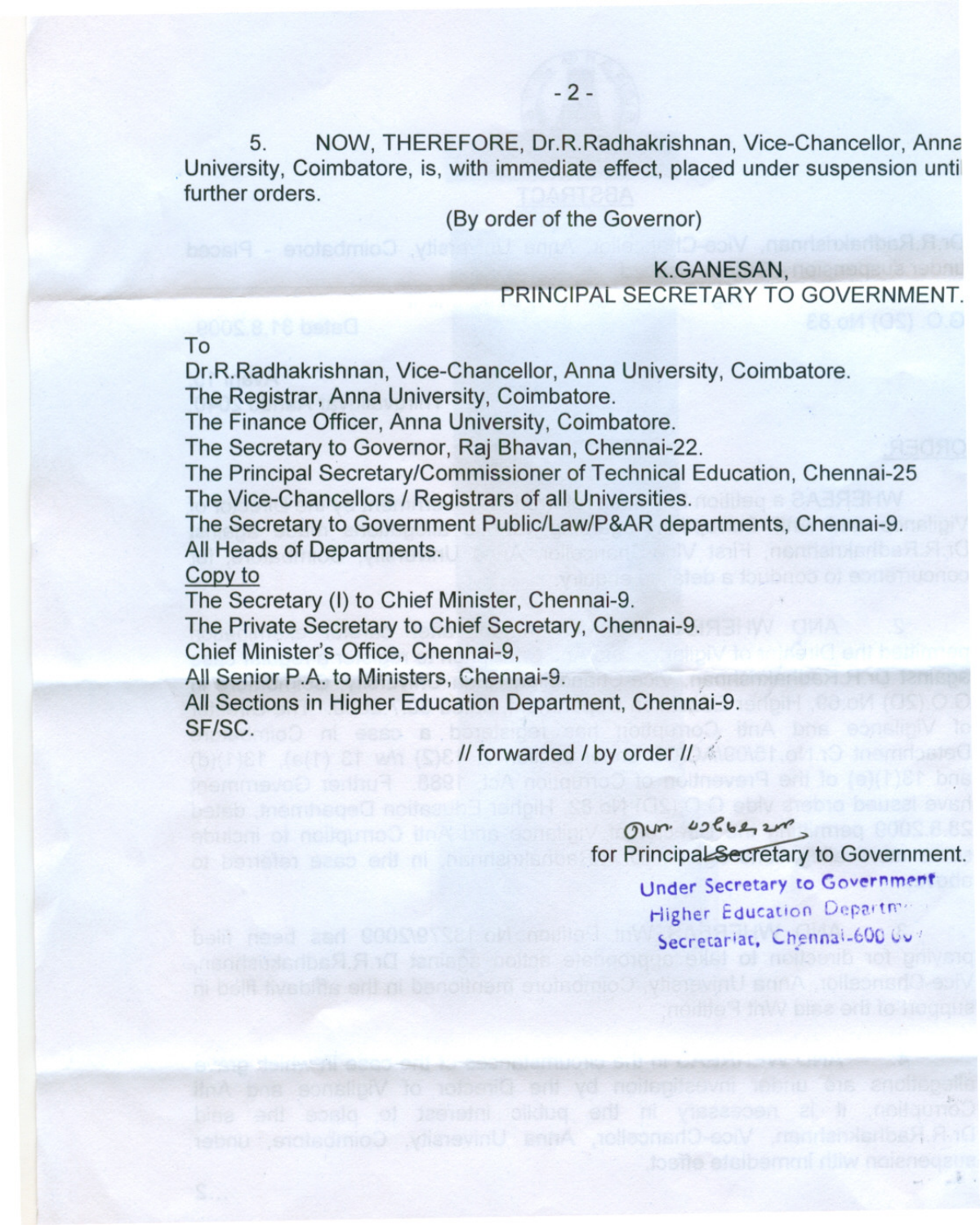5. NOW, THEREFORE, Dr.R.Radhakrishnan, Vice-Chancellor, Anna University, Coimbatore, is, with immediate effect, placed under suspension until further orders.

(By order of the Governor)

K.GANESAN,
PRINCIPAL SECRETARY TO GOVERNMENT.

To

Dr.R.Radhakrishnan, Vice-Chancellor, Anna University, Coimbatore.
The Registrar, Anna University, Coimbatore.
The Finance Officer, Anna University, Coimbatore.
The Secretary to Governor, Raj Bhavan, Chennai-22.
The Principal Secretary/Commissioner of Technical Education, Chennai-25
The Vice-Chancellors / Registrars of all Universities.
The Secretary to Government Public/Law/P&AR departments, Chennai-9.
All Heads of Departments.

Copy to

The Secretary (I) to Chief Minister, Chennai-9.
The Private Secretary to Chief Secretary, Chennai-9.
Chief Minister's Office, Chennai-9,
All Senior P.A. to Ministers, Chennai-9.
All Sections in Higher Education Department, Chennai-9.
SF/SC.

// forwarded / by order //

for Principal Secretary to Government.

Under Secretary to Government
Higher Education Department
Secretariat, Chennai-600 009